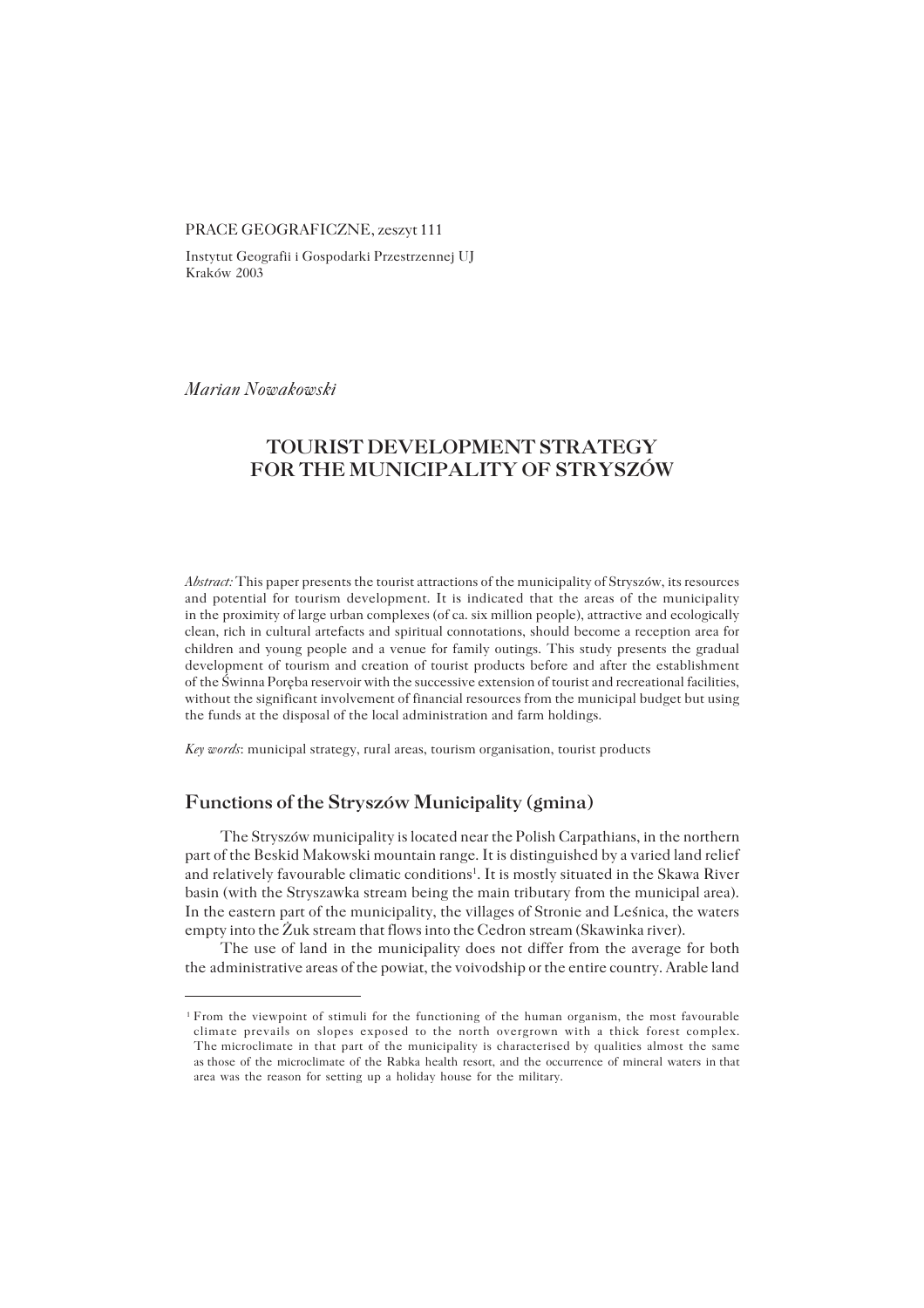PRACE GEOGRAFICZNE, zeszyt 111

Instytut Geografii i Gospodarki Przestrzennej UJ
Kraków 2003

*Marian Nowakowski*

# TOURIST DEVELOPMENT STRATEGY FOR THE MUNICIPALITY OF STRYSZÓW

*Abstract:* This paper presents the tourist attractions of the municipality of Stryszów, its resources and potential for tourism development. It is indicated that the areas of the municipality in the proximity of large urban complexes (of ca. six million people), attractive and ecologically clean, rich in cultural artefacts and spiritual connotations, should become a reception area for children and young people and a venue for family outings. This study presents the gradual development of tourism and creation of tourist products before and after the establishment of the Świnna Poręba reservoir with the successive extension of tourist and recreational facilities, without the significant involvement of financial resources from the municipal budget but using the funds at the disposal of the local administration and farm holdings.

*Key words*: municipal strategy, rural areas, tourism organisation, tourist products

## Functions of the Stryszów Municipality (gmina)

The Stryszów municipality is located near the Polish Carpathians, in the northern part of the Beskid Makowski mountain range. It is distinguished by a varied land relief and relatively favourable climatic conditions[1]. It is mostly situated in the Skawa River basin (with the Stryszawka stream being the main tributary from the municipal area). In the eastern part of the municipality, the villages of Stronie and Leśnica, the waters empty into the Żuk stream that flows into the Cedron stream (Skawinka river).

The use of land in the municipality does not differ from the average for both the administrative areas of the powiat, the voivodship or the entire country. Arable land

[1] From the viewpoint of stimuli for the functioning of the human organism, the most favourable climate prevails on slopes exposed to the north overgrown with a thick forest complex. The microclimate in that part of the municipality is characterised by qualities almost the same as those of the microclimate of the Rabka health resort, and the occurrence of mineral waters in that area was the reason for setting up a holiday house for the military.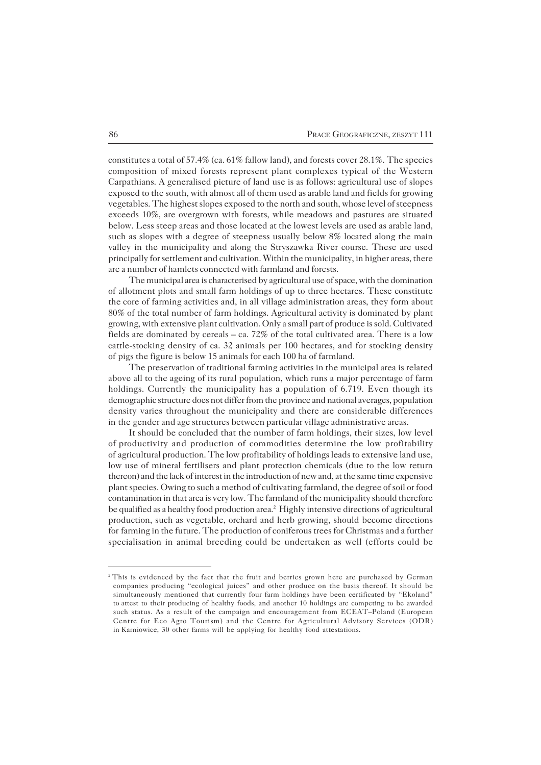constitutes a total of 57.4% (ca. 61% fallow land), and forests cover 28.1%. The species composition of mixed forests represent plant complexes typical of the Western Carpathians. A generalised picture of land use is as follows: agricultural use of slopes exposed to the south, with almost all of them used as arable land and fields for growing vegetables. The highest slopes exposed to the north and south, whose level of steepness exceeds 10%, are overgrown with forests, while meadows and pastures are situated below. Less steep areas and those located at the lowest levels are used as arable land, such as slopes with a degree of steepness usually below 8% located along the main valley in the municipality and along the Stryszawka River course. These are used principally for settlement and cultivation. Within the municipality, in higher areas, there are a number of hamlets connected with farmland and forests.

The municipal area is characterised by agricultural use of space, with the domination of allotment plots and small farm holdings of up to three hectares. These constitute the core of farming activities and, in all village administration areas, they form about 80% of the total number of farm holdings. Agricultural activity is dominated by plant growing, with extensive plant cultivation. Only a small part of produce is sold. Cultivated fields are dominated by cereals – ca. 72% of the total cultivated area. There is a low cattle-stocking density of ca. 32 animals per 100 hectares, and for stocking density of pigs the figure is below 15 animals for each 100 ha of farmland.

The preservation of traditional farming activities in the municipal area is related above all to the ageing of its rural population, which runs a major percentage of farm holdings. Currently the municipality has a population of 6.719. Even though its demographic structure does not differ from the province and national averages, population density varies throughout the municipality and there are considerable differences in the gender and age structures between particular village administrative areas.

It should be concluded that the number of farm holdings, their sizes, low level of productivity and production of commodities determine the low profitability of agricultural production. The low profitability of holdings leads to extensive land use, low use of mineral fertilisers and plant protection chemicals (due to the low return thereon) and the lack of interest in the introduction of new and, at the same time expensive plant species. Owing to such a method of cultivating farmland, the degree of soil or food contamination in that area is very low. The farmland of the municipality should therefore be qualified as a healthy food production area.[2] Highly intensive directions of agricultural production, such as vegetable, orchard and herb growing, should become directions for farming in the future. The production of coniferous trees for Christmas and a further specialisation in animal breeding could be undertaken as well (efforts could be

[2] This is evidenced by the fact that the fruit and berries grown here are purchased by German companies producing "ecological juices" and other produce on the basis thereof. It should be simultaneously mentioned that currently four farm holdings have been certificated by "Ekoland" to attest to their producing of healthy foods, and another 10 holdings are competing to be awarded such status. As a result of the campaign and encouragement from ECEAT–Poland (European Centre for Eco Agro Tourism) and the Centre for Agricultural Advisory Services (ODR) in Karniowice, 30 other farms will be applying for healthy food attestations.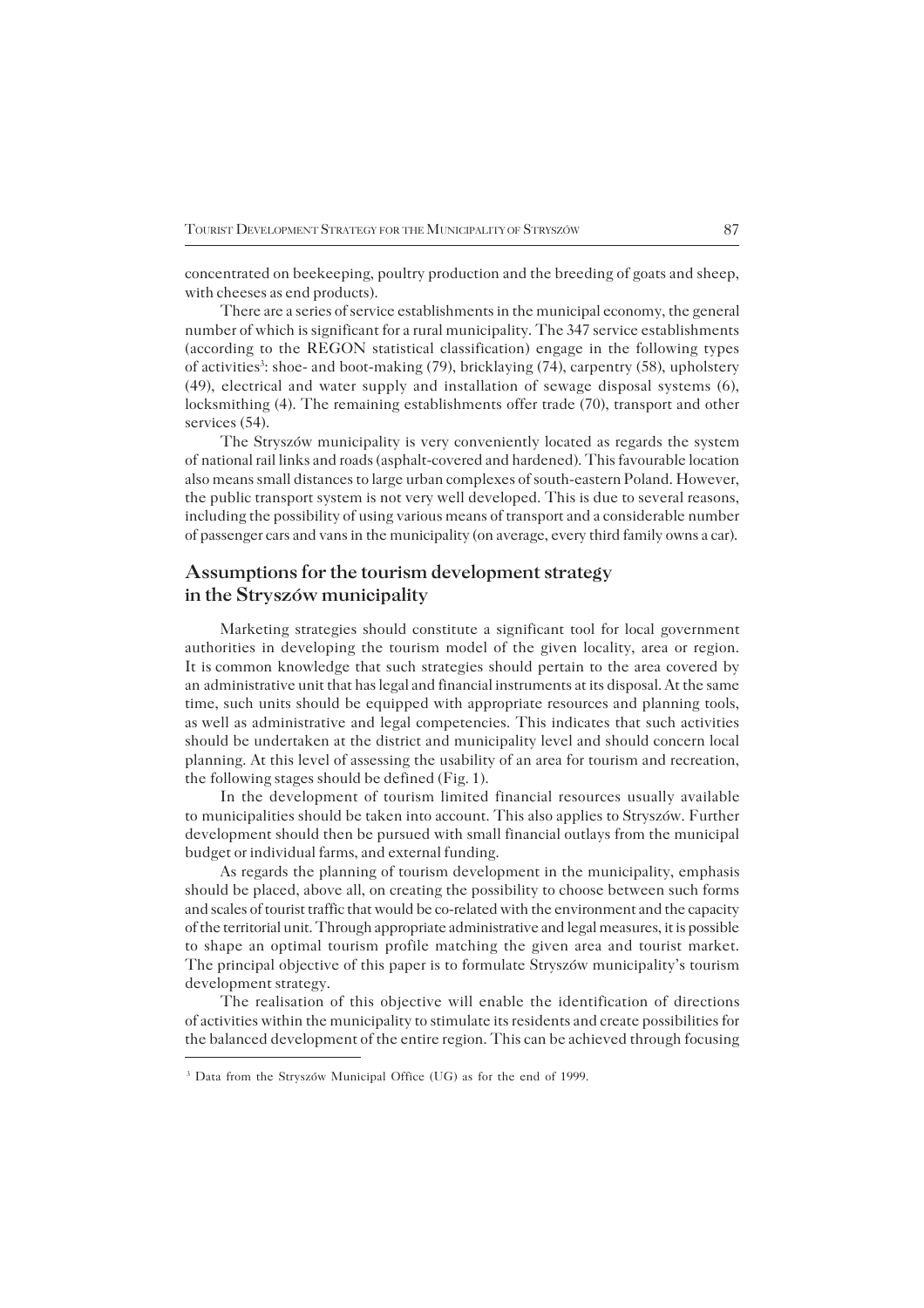concentrated on beekeeping, poultry production and the breeding of goats and sheep, with cheeses as end products).

There are a series of service establishments in the municipal economy, the general number of which is significant for a rural municipality. The 347 service establishments (according to the REGON statistical classification) engage in the following types of activities[3]: shoe- and boot-making (79), bricklaying (74), carpentry (58), upholstery (49), electrical and water supply and installation of sewage disposal systems (6), locksmithing (4). The remaining establishments offer trade (70), transport and other services (54).

The Stryszów municipality is very conveniently located as regards the system of national rail links and roads (asphalt-covered and hardened). This favourable location also means small distances to large urban complexes of south-eastern Poland. However, the public transport system is not very well developed. This is due to several reasons, including the possibility of using various means of transport and a considerable number of passenger cars and vans in the municipality (on average, every third family owns a car).

## Assumptions for the tourism development strategy in the Stryszów municipality

Marketing strategies should constitute a significant tool for local government authorities in developing the tourism model of the given locality, area or region. It is common knowledge that such strategies should pertain to the area covered by an administrative unit that has legal and financial instruments at its disposal. At the same time, such units should be equipped with appropriate resources and planning tools, as well as administrative and legal competencies. This indicates that such activities should be undertaken at the district and municipality level and should concern local planning. At this level of assessing the usability of an area for tourism and recreation, the following stages should be defined (Fig. 1).

In the development of tourism limited financial resources usually available to municipalities should be taken into account. This also applies to Stryszów. Further development should then be pursued with small financial outlays from the municipal budget or individual farms, and external funding.

As regards the planning of tourism development in the municipality, emphasis should be placed, above all, on creating the possibility to choose between such forms and scales of tourist traffic that would be co-related with the environment and the capacity of the territorial unit. Through appropriate administrative and legal measures, it is possible to shape an optimal tourism profile matching the given area and tourist market. The principal objective of this paper is to formulate Stryszów municipality's tourism development strategy.

The realisation of this objective will enable the identification of directions of activities within the municipality to stimulate its residents and create possibilities for the balanced development of the entire region. This can be achieved through focusing

[3] Data from the Stryszów Municipal Office (UG) as for the end of 1999.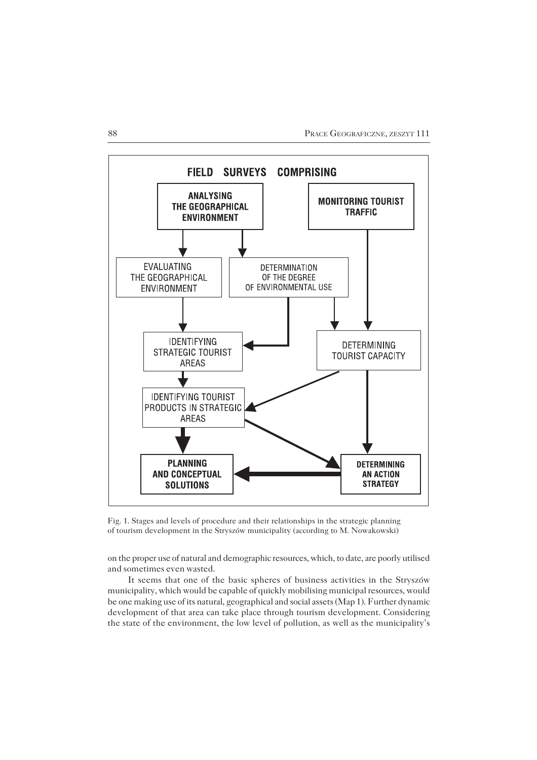FIELD SURVEYS COMPRISING

ANALYSING THE GEOGRAPHICAL ENVIRONMENT

MONITORING TOURIST TRAFFIC

EVALUATING THE GEOGRAPHICAL ENVIRONMENT

DETERMINATION OF THE DEGREE OF ENVIRONMENTAL USE

IDENTIFYING STRATEGIC TOURIST AREAS

DETERMINING TOURIST CAPACITY

IDENTIFYING TOURIST PRODUCTS IN STRATEGIC AREAS

PLANNING AND CONCEPTUAL SOLUTIONS

DETERMINING AN ACTION STRATEGY

Fig. 1. Stages and levels of procedure and their relationships in the strategic planning of tourism development in the Stryszów municipality (according to M. Nowakowski)

on the proper use of natural and demographic resources, which, to date, are poorly utilised and sometimes even wasted.

It seems that one of the basic spheres of business activities in the Stryszów municipality, which would be capable of quickly mobilising municipal resources, would be one making use of its natural, geographical and social assets (Map 1). Further dynamic development of that area can take place through tourism development. Considering the state of the environment, the low level of pollution, as well as the municipality's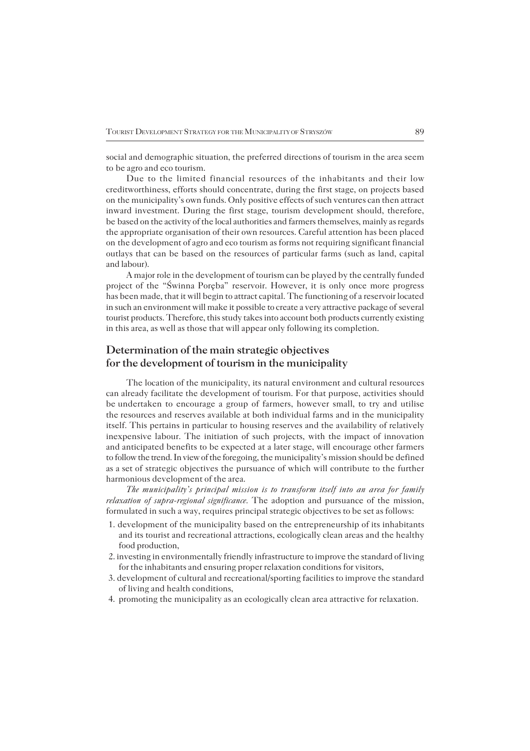social and demographic situation, the preferred directions of tourism in the area seem to be agro and eco tourism.

Due to the limited financial resources of the inhabitants and their low creditworthiness, efforts should concentrate, during the first stage, on projects based on the municipality's own funds. Only positive effects of such ventures can then attract inward investment. During the first stage, tourism development should, therefore, be based on the activity of the local authorities and farmers themselves, mainly as regards the appropriate organisation of their own resources. Careful attention has been placed on the development of agro and eco tourism as forms not requiring significant financial outlays that can be based on the resources of particular farms (such as land, capital and labour).

A major role in the development of tourism can be played by the centrally funded project of the "Świnna Poręba" reservoir. However, it is only once more progress has been made, that it will begin to attract capital. The functioning of a reservoir located in such an environment will make it possible to create a very attractive package of several tourist products. Therefore, this study takes into account both products currently existing in this area, as well as those that will appear only following its completion.

## Determination of the main strategic objectives for the development of tourism in the municipality

The location of the municipality, its natural environment and cultural resources can already facilitate the development of tourism. For that purpose, activities should be undertaken to encourage a group of farmers, however small, to try and utilise the resources and reserves available at both individual farms and in the municipality itself. This pertains in particular to housing reserves and the availability of relatively inexpensive labour. The initiation of such projects, with the impact of innovation and anticipated benefits to be expected at a later stage, will encourage other farmers to follow the trend. In view of the foregoing, the municipality's mission should be defined as a set of strategic objectives the pursuance of which will contribute to the further harmonious development of the area.

*The municipality's principal mission is to transform itself into an area for family relaxation of supra-regional significance.* The adoption and pursuance of the mission, formulated in such a way, requires principal strategic objectives to be set as follows:

1. development of the municipality based on the entrepreneurship of its inhabitants and its tourist and recreational attractions, ecologically clean areas and the healthy food production,
2. investing in environmentally friendly infrastructure to improve the standard of living for the inhabitants and ensuring proper relaxation conditions for visitors,
3. development of cultural and recreational/sporting facilities to improve the standard of living and health conditions,
4. promoting the municipality as an ecologically clean area attractive for relaxation.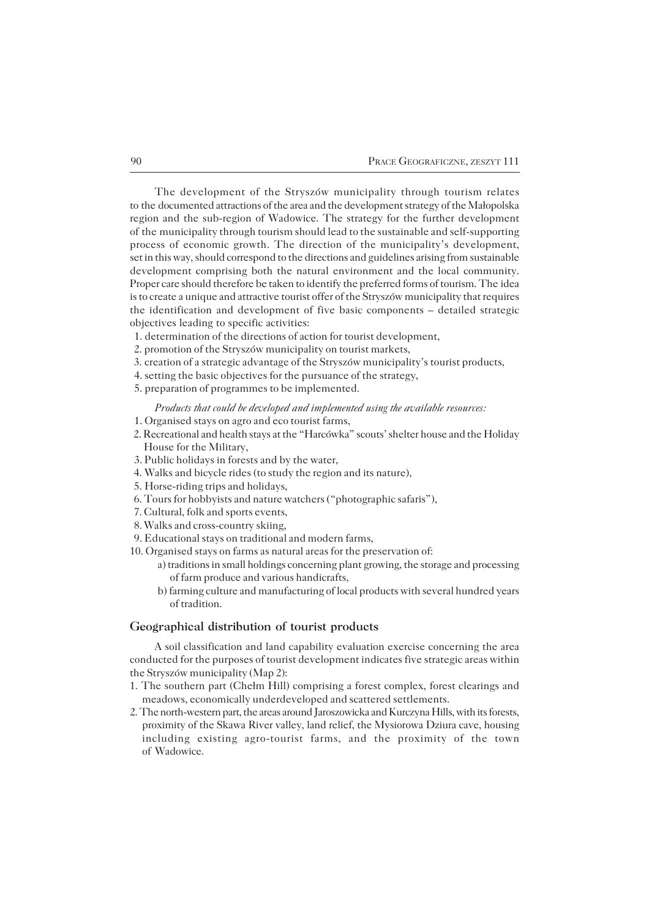The development of the Stryszów municipality through tourism relates to the documented attractions of the area and the development strategy of the Małopolska region and the sub-region of Wadowice. The strategy for the further development of the municipality through tourism should lead to the sustainable and self-supporting process of economic growth. The direction of the municipality's development, set in this way, should correspond to the directions and guidelines arising from sustainable development comprising both the natural environment and the local community. Proper care should therefore be taken to identify the preferred forms of tourism. The idea is to create a unique and attractive tourist offer of the Stryszów municipality that requires the identification and development of five basic components – detailed strategic objectives leading to specific activities:

1. determination of the directions of action for tourist development,
2. promotion of the Stryszów municipality on tourist markets,
3. creation of a strategic advantage of the Stryszów municipality's tourist products,
4. setting the basic objectives for the pursuance of the strategy,
5. preparation of programmes to be implemented.

*Products that could be developed and implemented using the available resources:*

1. Organised stays on agro and eco tourist farms,
2. Recreational and health stays at the "Harcówka" scouts' shelter house and the Holiday House for the Military,
3. Public holidays in forests and by the water,
4. Walks and bicycle rides (to study the region and its nature),
5. Horse-riding trips and holidays,
6. Tours for hobbyists and nature watchers ("photographic safaris"),
7. Cultural, folk and sports events,
8. Walks and cross-country skiing,
9. Educational stays on traditional and modern farms,
10. Organised stays on farms as natural areas for the preservation of:
    a) traditions in small holdings concerning plant growing, the storage and processing of farm produce and various handicrafts,
    b) farming culture and manufacturing of local products with several hundred years of tradition.

## Geographical distribution of tourist products

A soil classification and land capability evaluation exercise concerning the area conducted for the purposes of tourist development indicates five strategic areas within the Stryszów municipality (Map 2):

1. The southern part (Chełm Hill) comprising a forest complex, forest clearings and meadows, economically underdeveloped and scattered settlements.
2. The north-western part, the areas around Jaroszowicka and Kurczyna Hills, with its forests, proximity of the Skawa River valley, land relief, the Mysiorowa Dziura cave, housing including existing agro-tourist farms, and the proximity of the town of Wadowice.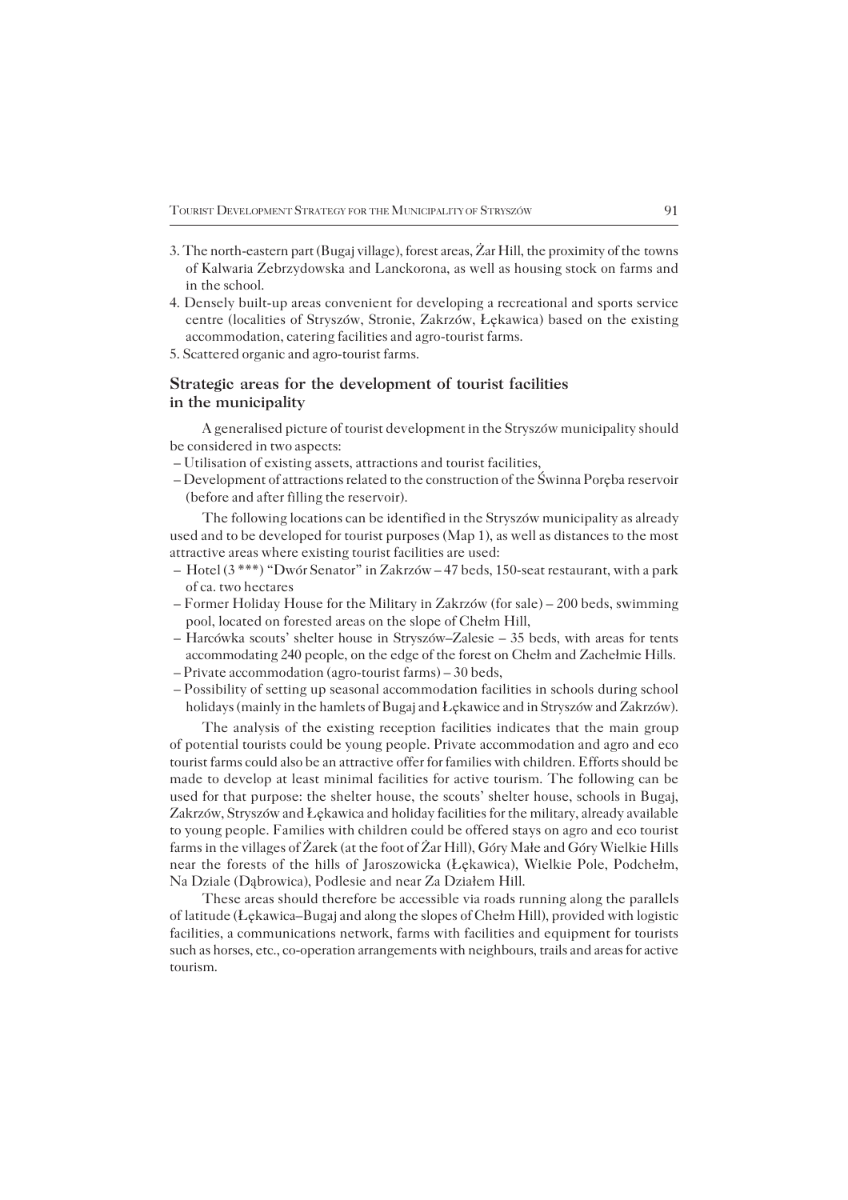3. The north-eastern part (Bugaj village), forest areas, Żar Hill, the proximity of the towns of Kalwaria Zebrzydowska and Lanckorona, as well as housing stock on farms and in the school.
4. Densely built-up areas convenient for developing a recreational and sports service centre (localities of Stryszów, Stronie, Zakrzów, Łękawica) based on the existing accommodation, catering facilities and agro-tourist farms.
5. Scattered organic and agro-tourist farms.

## Strategic areas for the development of tourist facilities in the municipality

A generalised picture of tourist development in the Stryszów municipality should be considered in two aspects:

– Utilisation of existing assets, attractions and tourist facilities,
– Development of attractions related to the construction of the Świnna Poręba reservoir (before and after filling the reservoir).

The following locations can be identified in the Stryszów municipality as already used and to be developed for tourist purposes (Map 1), as well as distances to the most attractive areas where existing tourist facilities are used:

– Hotel (3 ***) "Dwór Senator" in Zakrzów – 47 beds, 150-seat restaurant, with a park of ca. two hectares
– Former Holiday House for the Military in Zakrzów (for sale) – 200 beds, swimming pool, located on forested areas on the slope of Chełm Hill,
– Harcówka scouts' shelter house in Stryszów–Zalesie – 35 beds, with areas for tents accommodating 240 people, on the edge of the forest on Chełm and Zachełmie Hills.
– Private accommodation (agro-tourist farms) – 30 beds,
– Possibility of setting up seasonal accommodation facilities in schools during school holidays (mainly in the hamlets of Bugaj and Łękawice and in Stryszów and Zakrzów).

The analysis of the existing reception facilities indicates that the main group of potential tourists could be young people. Private accommodation and agro and eco tourist farms could also be an attractive offer for families with children. Efforts should be made to develop at least minimal facilities for active tourism. The following can be used for that purpose: the shelter house, the scouts' shelter house, schools in Bugaj, Zakrzów, Stryszów and Łękawica and holiday facilities for the military, already available to young people. Families with children could be offered stays on agro and eco tourist farms in the villages of Żarek (at the foot of Żar Hill), Góry Małe and Góry Wielkie Hills near the forests of the hills of Jaroszowicka (Łękawica), Wielkie Pole, Podchełm, Na Dziale (Dąbrowica), Podlesie and near Za Działem Hill.

These areas should therefore be accessible via roads running along the parallels of latitude (Łękawica–Bugaj and along the slopes of Chełm Hill), provided with logistic facilities, a communications network, farms with facilities and equipment for tourists such as horses, etc., co-operation arrangements with neighbours, trails and areas for active tourism.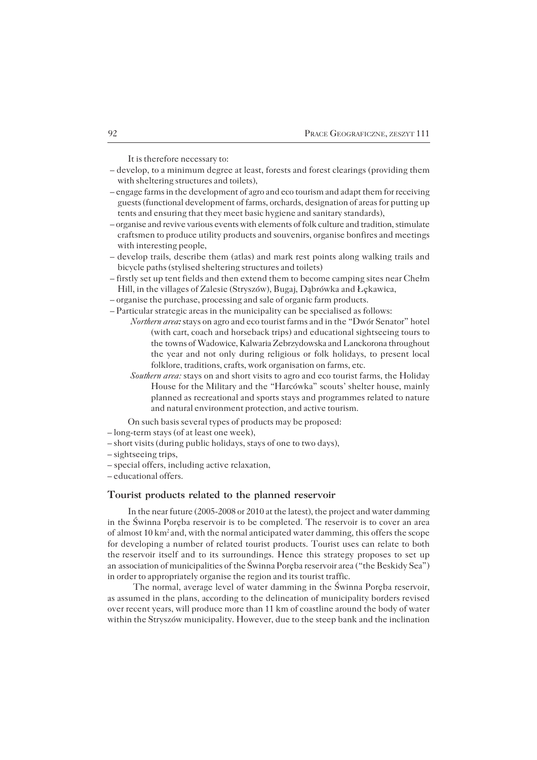It is therefore necessary to:

- develop, to a minimum degree at least, forests and forest clearings (providing them with sheltering structures and toilets),
- engage farms in the development of agro and eco tourism and adapt them for receiving guests (functional development of farms, orchards, designation of areas for putting up tents and ensuring that they meet basic hygiene and sanitary standards),
- organise and revive various events with elements of folk culture and tradition, stimulate craftsmen to produce utility products and souvenirs, organise bonfires and meetings with interesting people,
- develop trails, describe them (atlas) and mark rest points along walking trails and bicycle paths (stylised sheltering structures and toilets)
- firstly set up tent fields and then extend them to become camping sites near Chełm Hill, in the villages of Zalesie (Stryszów), Bugaj, Dąbrówka and Łękawica,
- organise the purchase, processing and sale of organic farm products.
- Particular strategic areas in the municipality can be specialised as follows:

  *Northern area:* stays on agro and eco tourist farms and in the "Dwór Senator" hotel (with cart, coach and horseback trips) and educational sightseeing tours to the towns of Wadowice, Kalwaria Zebrzydowska and Lanckorona throughout the year and not only during religious or folk holidays, to present local folklore, traditions, crafts, work organisation on farms, etc.

  *Southern area:* stays on and short visits to agro and eco tourist farms, the Holiday House for the Military and the "Harcówka" scouts' shelter house, mainly planned as recreational and sports stays and programmes related to nature and natural environment protection, and active tourism.

On such basis several types of products may be proposed:

- long-term stays (of at least one week),
- short visits (during public holidays, stays of one to two days),
- sightseeing trips,
- special offers, including active relaxation,
- educational offers.

## Tourist products related to the planned reservoir

In the near future (2005-2008 or 2010 at the latest), the project and water damming in the Świnna Poręba reservoir is to be completed. The reservoir is to cover an area of almost 10 km$^2$ and, with the normal anticipated water damming, this offers the scope for developing a number of related tourist products. Tourist uses can relate to both the reservoir itself and to its surroundings. Hence this strategy proposes to set up an association of municipalities of the Świnna Poręba reservoir area ("the Beskidy Sea") in order to appropriately organise the region and its tourist traffic.

The normal, average level of water damming in the Świnna Poręba reservoir, as assumed in the plans, according to the delineation of municipality borders revised over recent years, will produce more than 11 km of coastline around the body of water within the Stryszów municipality. However, due to the steep bank and the inclination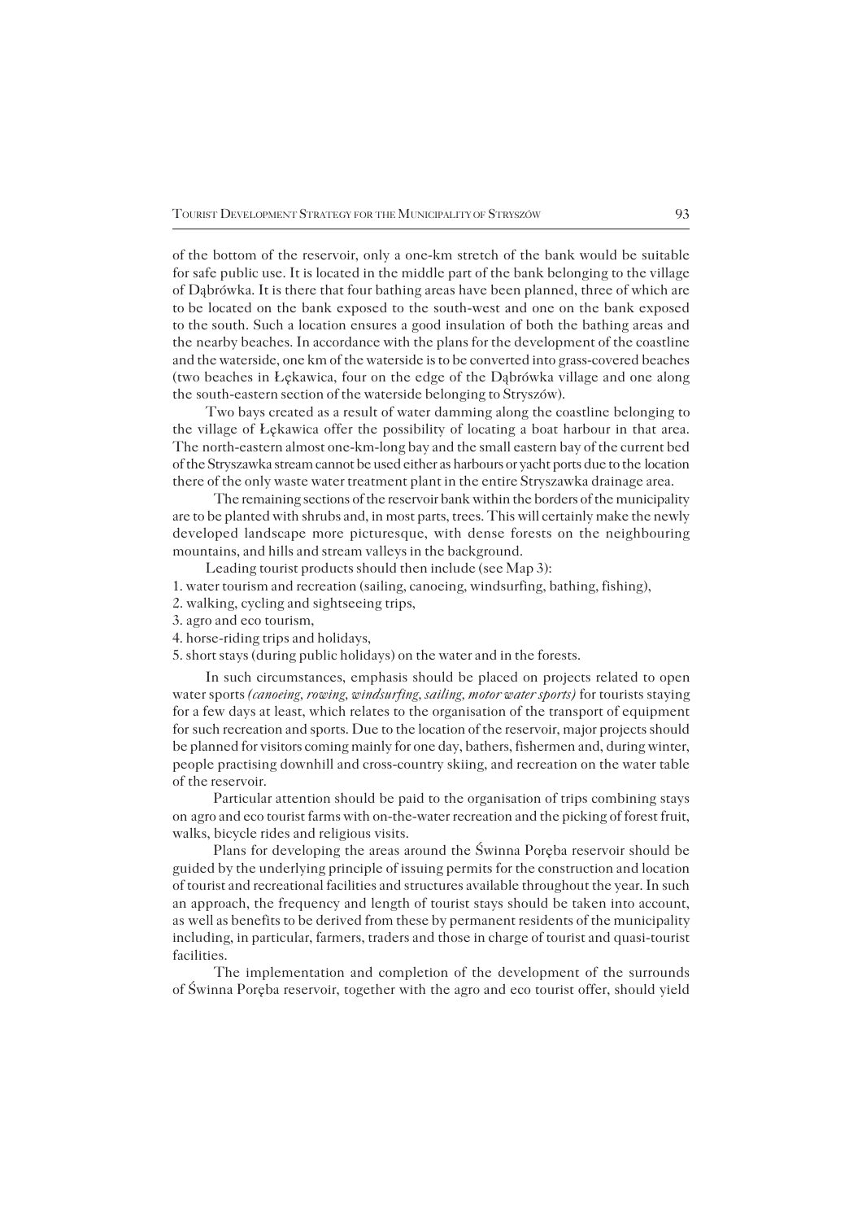of the bottom of the reservoir, only a one-km stretch of the bank would be suitable for safe public use. It is located in the middle part of the bank belonging to the village of Dąbrówka. It is there that four bathing areas have been planned, three of which are to be located on the bank exposed to the south-west and one on the bank exposed to the south. Such a location ensures a good insulation of both the bathing areas and the nearby beaches. In accordance with the plans for the development of the coastline and the waterside, one km of the waterside is to be converted into grass-covered beaches (two beaches in Łękawica, four on the edge of the Dąbrówka village and one along the south-eastern section of the waterside belonging to Stryszów).

Two bays created as a result of water damming along the coastline belonging to the village of Łękawica offer the possibility of locating a boat harbour in that area. The north-eastern almost one-km-long bay and the small eastern bay of the current bed of the Stryszawka stream cannot be used either as harbours or yacht ports due to the location there of the only waste water treatment plant in the entire Stryszawka drainage area.

The remaining sections of the reservoir bank within the borders of the municipality are to be planted with shrubs and, in most parts, trees. This will certainly make the newly developed landscape more picturesque, with dense forests on the neighbouring mountains, and hills and stream valleys in the background.

Leading tourist products should then include (see Map 3):

1. water tourism and recreation (sailing, canoeing, windsurfing, bathing, fishing),
2. walking, cycling and sightseeing trips,
3. agro and eco tourism,
4. horse-riding trips and holidays,
5. short stays (during public holidays) on the water and in the forests.

In such circumstances, emphasis should be placed on projects related to open water sports *(canoeing, rowing, windsurfing, sailing, motor water sports)* for tourists staying for a few days at least, which relates to the organisation of the transport of equipment for such recreation and sports. Due to the location of the reservoir, major projects should be planned for visitors coming mainly for one day, bathers, fishermen and, during winter, people practising downhill and cross-country skiing, and recreation on the water table of the reservoir.

Particular attention should be paid to the organisation of trips combining stays on agro and eco tourist farms with on-the-water recreation and the picking of forest fruit, walks, bicycle rides and religious visits.

Plans for developing the areas around the Świnna Poręba reservoir should be guided by the underlying principle of issuing permits for the construction and location of tourist and recreational facilities and structures available throughout the year. In such an approach, the frequency and length of tourist stays should be taken into account, as well as benefits to be derived from these by permanent residents of the municipality including, in particular, farmers, traders and those in charge of tourist and quasi-tourist facilities.

The implementation and completion of the development of the surrounds of Świnna Poręba reservoir, together with the agro and eco tourist offer, should yield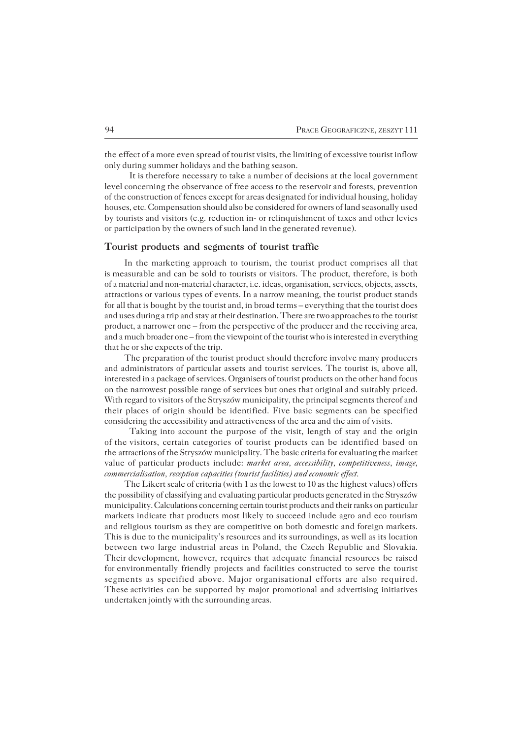the effect of a more even spread of tourist visits, the limiting of excessive tourist inflow only during summer holidays and the bathing season.

It is therefore necessary to take a number of decisions at the local government level concerning the observance of free access to the reservoir and forests, prevention of the construction of fences except for areas designated for individual housing, holiday houses, etc. Compensation should also be considered for owners of land seasonally used by tourists and visitors (e.g. reduction in- or relinquishment of taxes and other levies or participation by the owners of such land in the generated revenue).

## Tourist products and segments of tourist traffic

In the marketing approach to tourism, the tourist product comprises all that is measurable and can be sold to tourists or visitors. The product, therefore, is both of a material and non-material character, i.e. ideas, organisation, services, objects, assets, attractions or various types of events. In a narrow meaning, the tourist product stands for all that is bought by the tourist and, in broad terms – everything that the tourist does and uses during a trip and stay at their destination. There are two approaches to the tourist product, a narrower one – from the perspective of the producer and the receiving area, and a much broader one – from the viewpoint of the tourist who is interested in everything that he or she expects of the trip.

The preparation of the tourist product should therefore involve many producers and administrators of particular assets and tourist services. The tourist is, above all, interested in a package of services. Organisers of tourist products on the other hand focus on the narrowest possible range of services but ones that original and suitably priced. With regard to visitors of the Stryszów municipality, the principal segments thereof and their places of origin should be identified. Five basic segments can be specified considering the accessibility and attractiveness of the area and the aim of visits.

Taking into account the purpose of the visit, length of stay and the origin of the visitors, certain categories of tourist products can be identified based on the attractions of the Stryszów municipality. The basic criteria for evaluating the market value of particular products include: *market area, accessibility, competitiveness, image, commercialisation, reception capacities (tourist facilities) and economic effect*.

The Likert scale of criteria (with 1 as the lowest to 10 as the highest values) offers the possibility of classifying and evaluating particular products generated in the Stryszów municipality. Calculations concerning certain tourist products and their ranks on particular markets indicate that products most likely to succeed include agro and eco tourism and religious tourism as they are competitive on both domestic and foreign markets. This is due to the municipality's resources and its surroundings, as well as its location between two large industrial areas in Poland, the Czech Republic and Slovakia. Their development, however, requires that adequate financial resources be raised for environmentally friendly projects and facilities constructed to serve the tourist segments as specified above. Major organisational efforts are also required. These activities can be supported by major promotional and advertising initiatives undertaken jointly with the surrounding areas.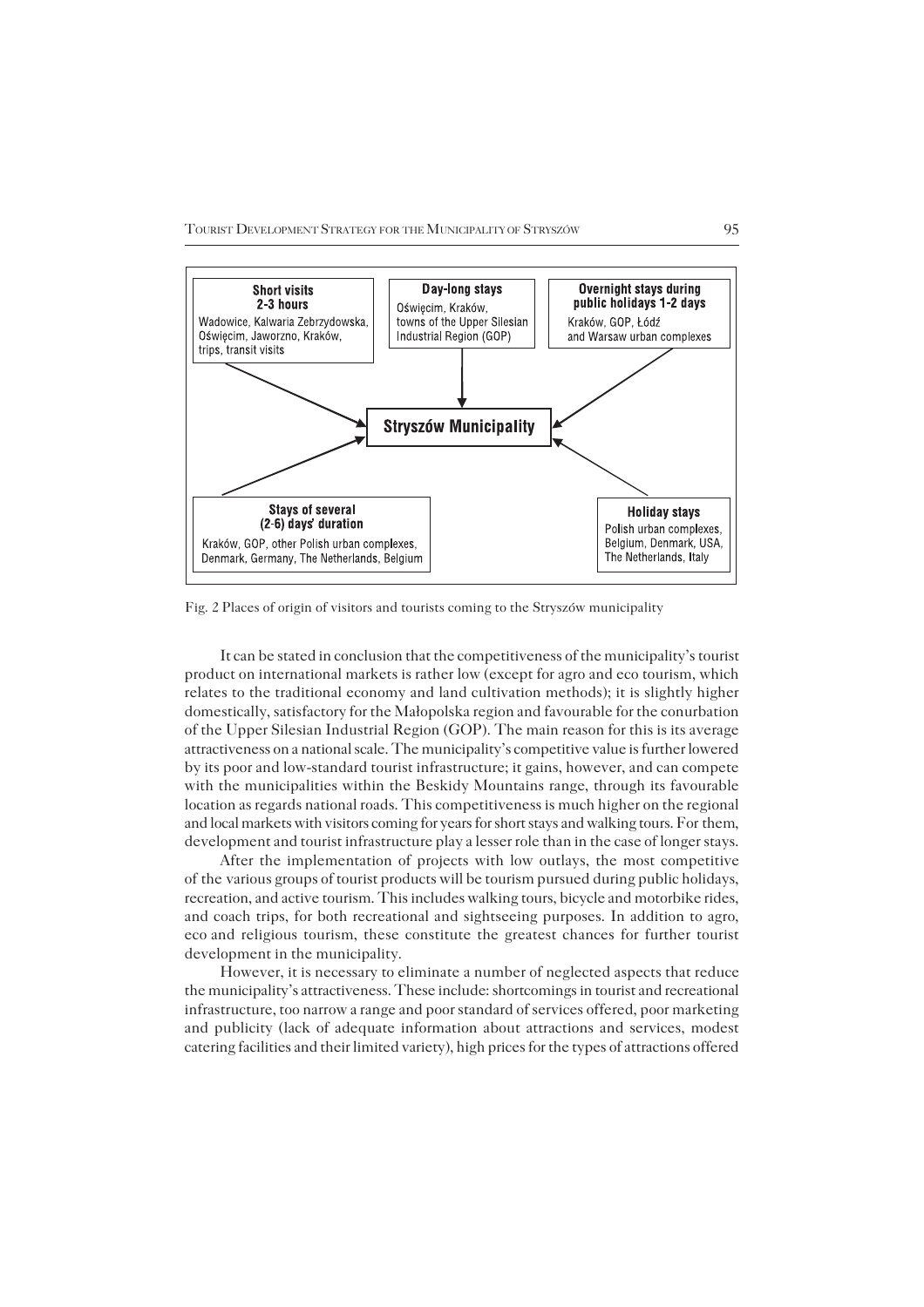**Short visits 2-3 hours**
Wadowice, Kalwaria Zebrzydowska, Oświęcim, Jaworzno, Kraków, trips, transit visits

**Day-long stays**
Oświęcim, Kraków, towns of the Upper Silesian Industrial Region (GOP)

**Overnight stays during public holidays 1-2 days**
Kraków, GOP, Łódź and Warsaw urban complexes

**Stryszów Municipality**

**Stays of several (2-6) days' duration**
Kraków, GOP, other Polish urban complexes, Denmark, Germany, The Netherlands, Belgium

**Holiday stays**
Polish urban complexes, Belgium, Denmark, USA, The Netherlands, Italy

Fig. 2 Places of origin of visitors and tourists coming to the Stryszów municipality

It can be stated in conclusion that the competitiveness of the municipality's tourist product on international markets is rather low (except for agro and eco tourism, which relates to the traditional economy and land cultivation methods); it is slightly higher domestically, satisfactory for the Małopolska region and favourable for the conurbation of the Upper Silesian Industrial Region (GOP). The main reason for this is its average attractiveness on a national scale. The municipality's competitive value is further lowered by its poor and low-standard tourist infrastructure; it gains, however, and can compete with the municipalities within the Beskidy Mountains range, through its favourable location as regards national roads. This competitiveness is much higher on the regional and local markets with visitors coming for years for short stays and walking tours. For them, development and tourist infrastructure play a lesser role than in the case of longer stays.

After the implementation of projects with low outlays, the most competitive of the various groups of tourist products will be tourism pursued during public holidays, recreation, and active tourism. This includes walking tours, bicycle and motorbike rides, and coach trips, for both recreational and sightseeing purposes. In addition to agro, eco and religious tourism, these constitute the greatest chances for further tourist development in the municipality.

However, it is necessary to eliminate a number of neglected aspects that reduce the municipality's attractiveness. These include: shortcomings in tourist and recreational infrastructure, too narrow a range and poor standard of services offered, poor marketing and publicity (lack of adequate information about attractions and services, modest catering facilities and their limited variety), high prices for the types of attractions offered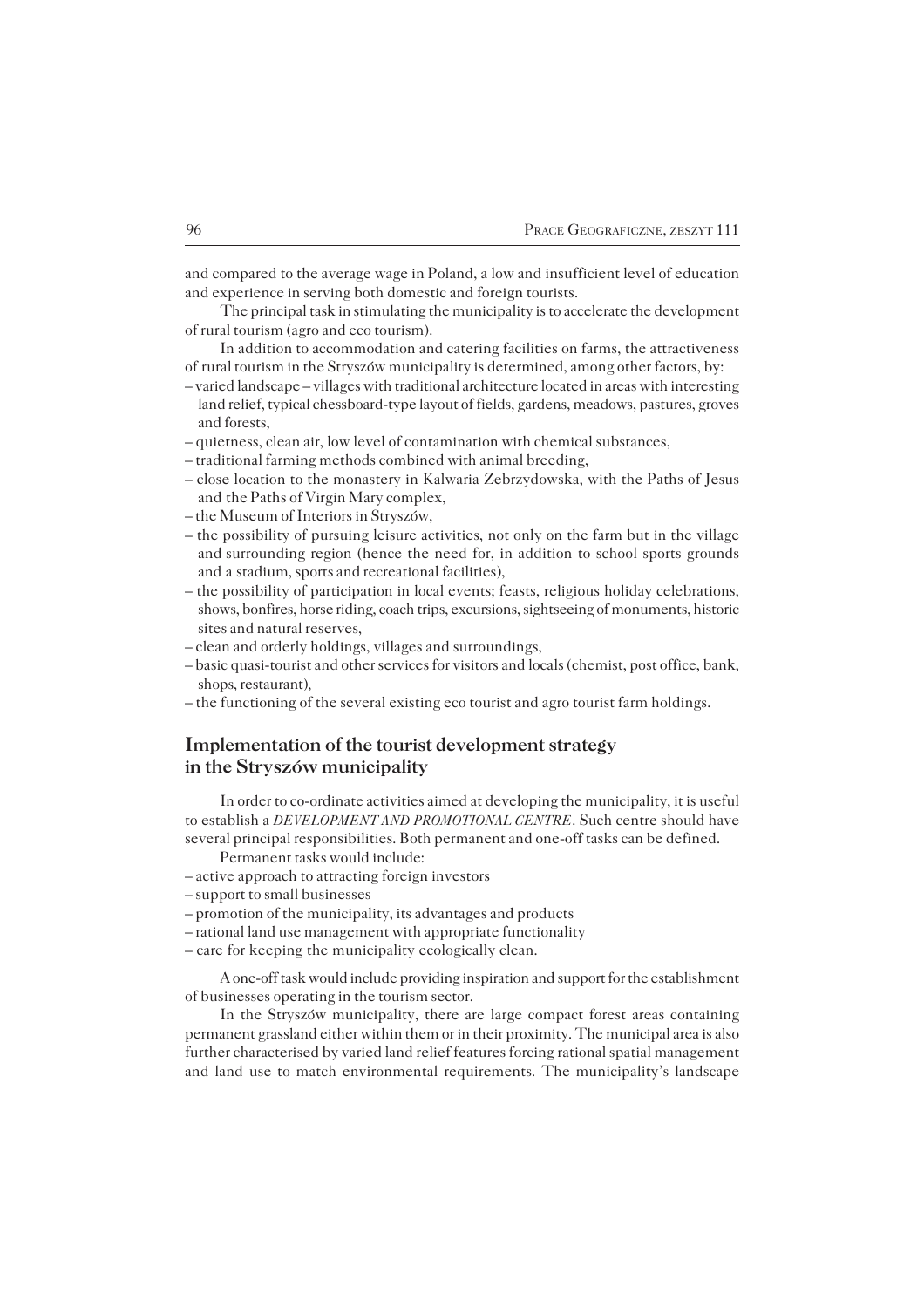and compared to the average wage in Poland, a low and insufficient level of education and experience in serving both domestic and foreign tourists.

The principal task in stimulating the municipality is to accelerate the development of rural tourism (agro and eco tourism).

In addition to accommodation and catering facilities on farms, the attractiveness of rural tourism in the Stryszów municipality is determined, among other factors, by:

– varied landscape – villages with traditional architecture located in areas with interesting land relief, typical chessboard-type layout of fields, gardens, meadows, pastures, groves and forests,
– quietness, clean air, low level of contamination with chemical substances,
– traditional farming methods combined with animal breeding,
– close location to the monastery in Kalwaria Zebrzydowska, with the Paths of Jesus and the Paths of Virgin Mary complex,
– the Museum of Interiors in Stryszów,
– the possibility of pursuing leisure activities, not only on the farm but in the village and surrounding region (hence the need for, in addition to school sports grounds and a stadium, sports and recreational facilities),
– the possibility of participation in local events; feasts, religious holiday celebrations, shows, bonfires, horse riding, coach trips, excursions, sightseeing of monuments, historic sites and natural reserves,
– clean and orderly holdings, villages and surroundings,
– basic quasi-tourist and other services for visitors and locals (chemist, post office, bank, shops, restaurant),
– the functioning of the several existing eco tourist and agro tourist farm holdings.

## Implementation of the tourist development strategy in the Stryszów municipality

In order to co-ordinate activities aimed at developing the municipality, it is useful to establish a *DEVELOPMENT AND PROMOTIONAL CENTRE*. Such centre should have several principal responsibilities. Both permanent and one-off tasks can be defined.

Permanent tasks would include:

– active approach to attracting foreign investors
– support to small businesses
– promotion of the municipality, its advantages and products
– rational land use management with appropriate functionality
– care for keeping the municipality ecologically clean.

A one-off task would include providing inspiration and support for the establishment of businesses operating in the tourism sector.

In the Stryszów municipality, there are large compact forest areas containing permanent grassland either within them or in their proximity. The municipal area is also further characterised by varied land relief features forcing rational spatial management and land use to match environmental requirements. The municipality's landscape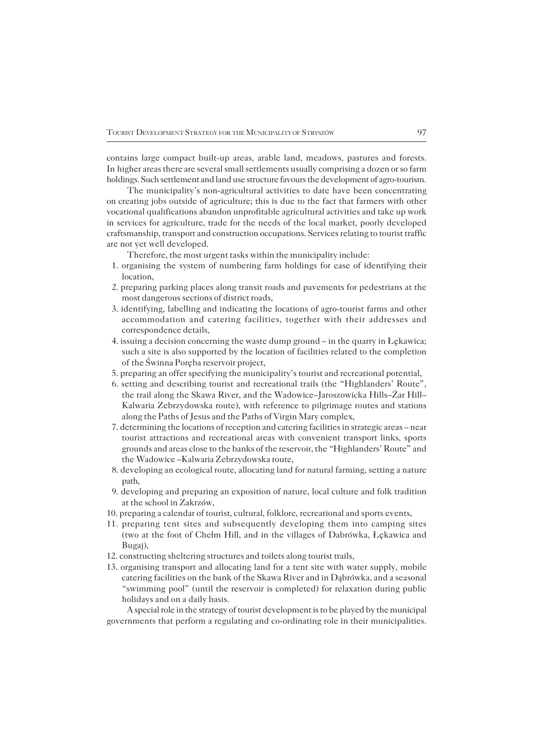contains large compact built-up areas, arable land, meadows, pastures and forests. In higher areas there are several small settlements usually comprising a dozen or so farm holdings. Such settlement and land use structure favours the development of agro-tourism.

The municipality's non-agricultural activities to date have been concentrating on creating jobs outside of agriculture; this is due to the fact that farmers with other vocational qualifications abandon unprofitable agricultural activities and take up work in services for agriculture, trade for the needs of the local market, poorly developed craftsmanship, transport and construction occupations. Services relating to tourist traffic are not yet well developed.

Therefore, the most urgent tasks within the municipality include:

1. organising the system of numbering farm holdings for ease of identifying their location,
2. preparing parking places along transit roads and pavements for pedestrians at the most dangerous sections of district roads,
3. identifying, labelling and indicating the locations of agro-tourist farms and other accommodation and catering facilities, together with their addresses and correspondence details,
4. issuing a decision concerning the waste dump ground – in the quarry in Łękawica; such a site is also supported by the location of facilities related to the completion of the Świnna Poręba reservoir project,
5. preparing an offer specifying the municipality's tourist and recreational potential,
6. setting and describing tourist and recreational trails (the "Highlanders' Route", the trail along the Skawa River, and the Wadowice–Jaroszowicka Hills–Żar Hill–Kalwaria Zebrzydowska route), with reference to pilgrimage routes and stations along the Paths of Jesus and the Paths of Virgin Mary complex,
7. determining the locations of reception and catering facilities in strategic areas – near tourist attractions and recreational areas with convenient transport links, sports grounds and areas close to the banks of the reservoir, the "Highlanders' Route" and the Wadowice –Kalwaria Zebrzydowska route,
8. developing an ecological route, allocating land for natural farming, setting a nature path,
9. developing and preparing an exposition of nature, local culture and folk tradition at the school in Zakrzów,
10. preparing a calendar of tourist, cultural, folklore, recreational and sports events,
11. preparing tent sites and subsequently developing them into camping sites (two at the foot of Chełm Hill, and in the villages of Dabrówka, Łękawica and Bugaj),
12. constructing sheltering structures and toilets along tourist trails,
13. organising transport and allocating land for a tent site with water supply, mobile catering facilities on the bank of the Skawa River and in Dąbrówka, and a seasonal "swimming pool" (until the reservoir is completed) for relaxation during public holidays and on a daily basis.

A special role in the strategy of tourist development is to be played by the municipal governments that perform a regulating and co-ordinating role in their municipalities.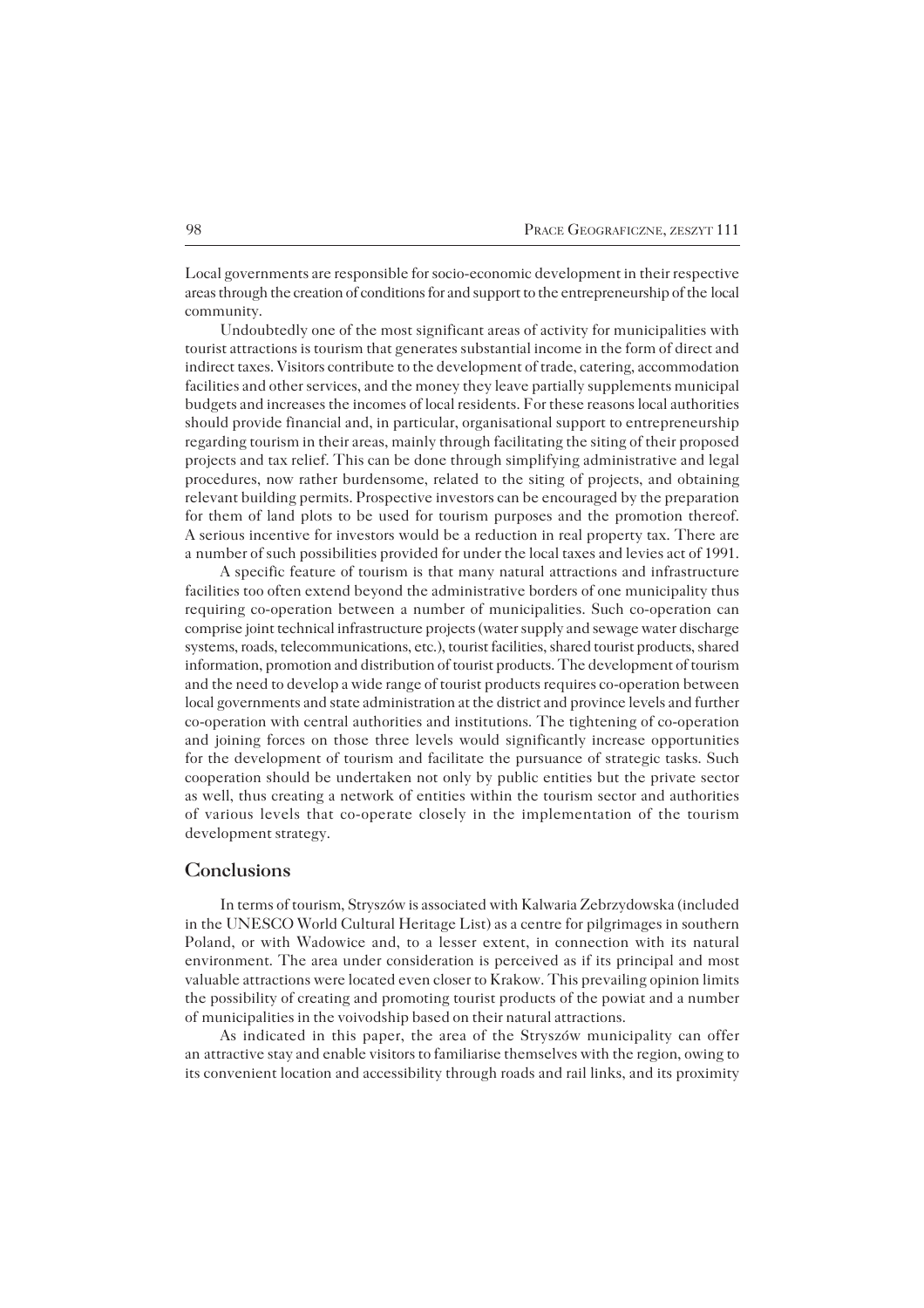Local governments are responsible for socio-economic development in their respective areas through the creation of conditions for and support to the entrepreneurship of the local community.

Undoubtedly one of the most significant areas of activity for municipalities with tourist attractions is tourism that generates substantial income in the form of direct and indirect taxes. Visitors contribute to the development of trade, catering, accommodation facilities and other services, and the money they leave partially supplements municipal budgets and increases the incomes of local residents. For these reasons local authorities should provide financial and, in particular, organisational support to entrepreneurship regarding tourism in their areas, mainly through facilitating the siting of their proposed projects and tax relief. This can be done through simplifying administrative and legal procedures, now rather burdensome, related to the siting of projects, and obtaining relevant building permits. Prospective investors can be encouraged by the preparation for them of land plots to be used for tourism purposes and the promotion thereof. A serious incentive for investors would be a reduction in real property tax. There are a number of such possibilities provided for under the local taxes and levies act of 1991.

A specific feature of tourism is that many natural attractions and infrastructure facilities too often extend beyond the administrative borders of one municipality thus requiring co-operation between a number of municipalities. Such co-operation can comprise joint technical infrastructure projects (water supply and sewage water discharge systems, roads, telecommunications, etc.), tourist facilities, shared tourist products, shared information, promotion and distribution of tourist products. The development of tourism and the need to develop a wide range of tourist products requires co-operation between local governments and state administration at the district and province levels and further co-operation with central authorities and institutions. The tightening of co-operation and joining forces on those three levels would significantly increase opportunities for the development of tourism and facilitate the pursuance of strategic tasks. Such cooperation should be undertaken not only by public entities but the private sector as well, thus creating a network of entities within the tourism sector and authorities of various levels that co-operate closely in the implementation of the tourism development strategy.

## Conclusions

In terms of tourism, Stryszów is associated with Kalwaria Zebrzydowska (included in the UNESCO World Cultural Heritage List) as a centre for pilgrimages in southern Poland, or with Wadowice and, to a lesser extent, in connection with its natural environment. The area under consideration is perceived as if its principal and most valuable attractions were located even closer to Krakow. This prevailing opinion limits the possibility of creating and promoting tourist products of the powiat and a number of municipalities in the voivodship based on their natural attractions.

As indicated in this paper, the area of the Stryszów municipality can offer an attractive stay and enable visitors to familiarise themselves with the region, owing to its convenient location and accessibility through roads and rail links, and its proximity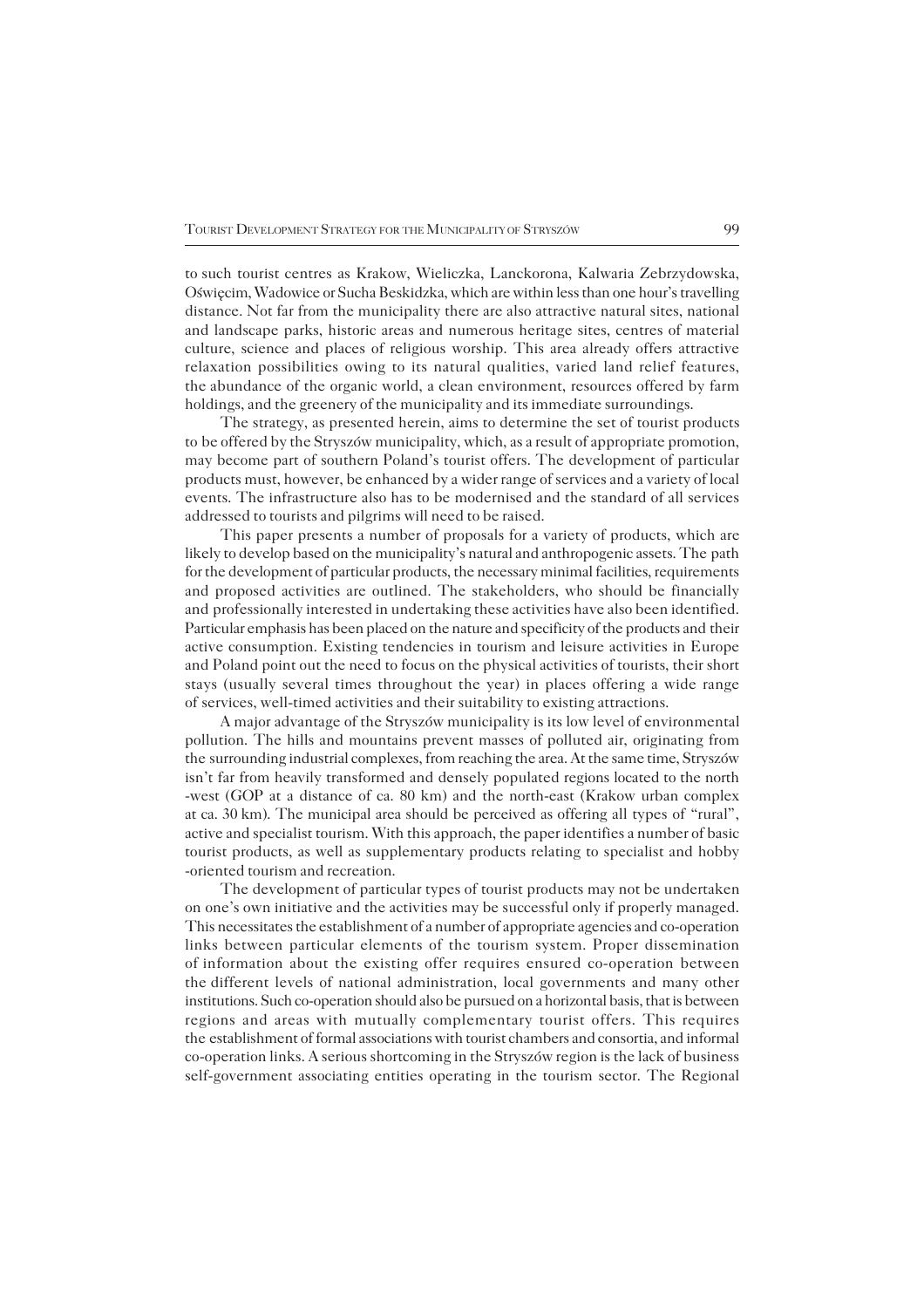to such tourist centres as Krakow, Wieliczka, Lanckorona, Kalwaria Zebrzydowska, Oświęcim, Wadowice or Sucha Beskidzka, which are within less than one hour's travelling distance. Not far from the municipality there are also attractive natural sites, national and landscape parks, historic areas and numerous heritage sites, centres of material culture, science and places of religious worship. This area already offers attractive relaxation possibilities owing to its natural qualities, varied land relief features, the abundance of the organic world, a clean environment, resources offered by farm holdings, and the greenery of the municipality and its immediate surroundings.

The strategy, as presented herein, aims to determine the set of tourist products to be offered by the Stryszów municipality, which, as a result of appropriate promotion, may become part of southern Poland's tourist offers. The development of particular products must, however, be enhanced by a wider range of services and a variety of local events. The infrastructure also has to be modernised and the standard of all services addressed to tourists and pilgrims will need to be raised.

This paper presents a number of proposals for a variety of products, which are likely to develop based on the municipality's natural and anthropogenic assets. The path for the development of particular products, the necessary minimal facilities, requirements and proposed activities are outlined. The stakeholders, who should be financially and professionally interested in undertaking these activities have also been identified. Particular emphasis has been placed on the nature and specificity of the products and their active consumption. Existing tendencies in tourism and leisure activities in Europe and Poland point out the need to focus on the physical activities of tourists, their short stays (usually several times throughout the year) in places offering a wide range of services, well-timed activities and their suitability to existing attractions.

A major advantage of the Stryszów municipality is its low level of environmental pollution. The hills and mountains prevent masses of polluted air, originating from the surrounding industrial complexes, from reaching the area. At the same time, Stryszów isn't far from heavily transformed and densely populated regions located to the north-west (GOP at a distance of ca. 80 km) and the north-east (Krakow urban complex at ca. 30 km). The municipal area should be perceived as offering all types of "rural", active and specialist tourism. With this approach, the paper identifies a number of basic tourist products, as well as supplementary products relating to specialist and hobby-oriented tourism and recreation.

The development of particular types of tourist products may not be undertaken on one's own initiative and the activities may be successful only if properly managed. This necessitates the establishment of a number of appropriate agencies and co-operation links between particular elements of the tourism system. Proper dissemination of information about the existing offer requires ensured co-operation between the different levels of national administration, local governments and many other institutions. Such co-operation should also be pursued on a horizontal basis, that is between regions and areas with mutually complementary tourist offers. This requires the establishment of formal associations with tourist chambers and consortia, and informal co-operation links. A serious shortcoming in the Stryszów region is the lack of business self-government associating entities operating in the tourism sector. The Regional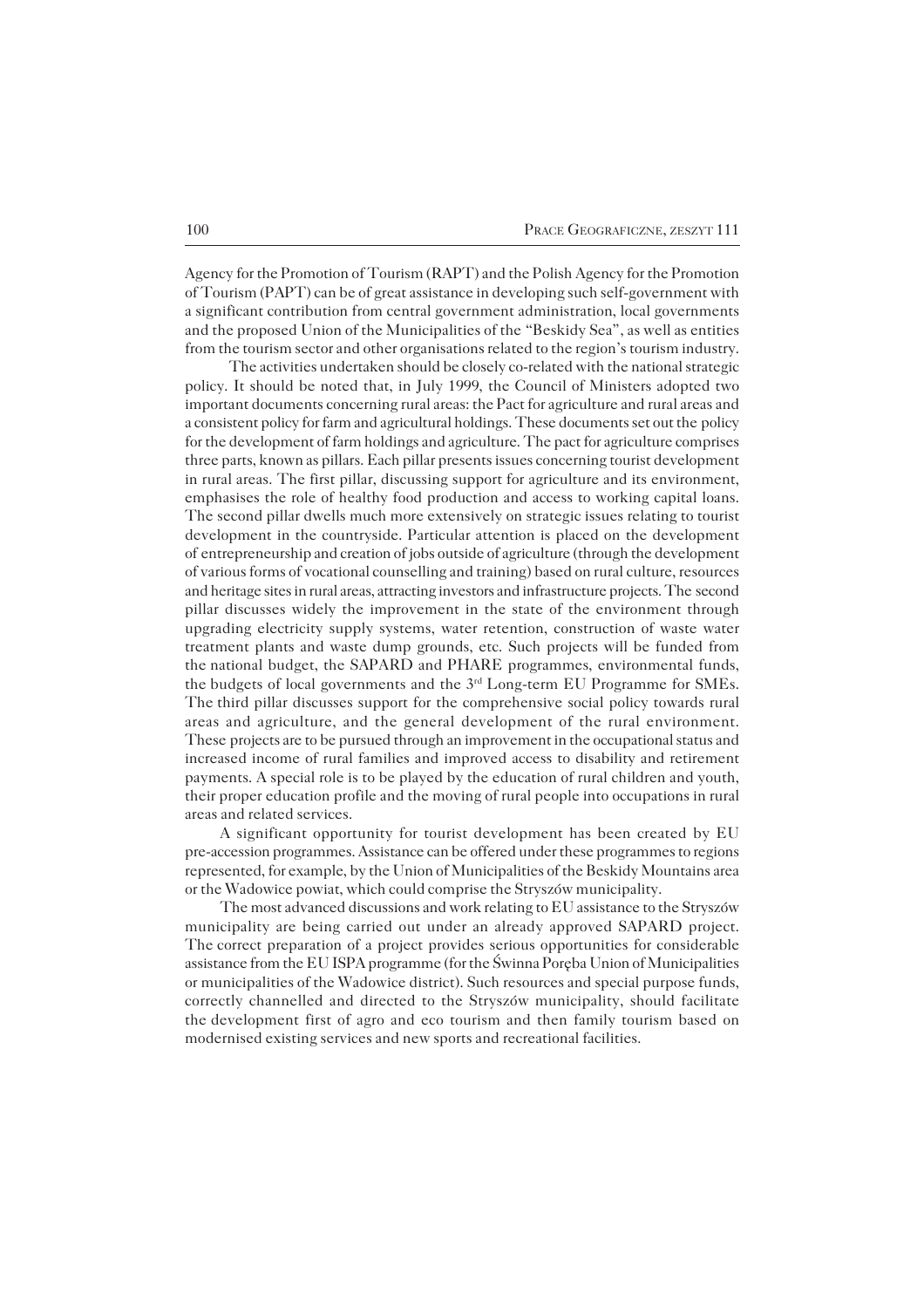Agency for the Promotion of Tourism (RAPT) and the Polish Agency for the Promotion of Tourism (PAPT) can be of great assistance in developing such self-government with a significant contribution from central government administration, local governments and the proposed Union of the Municipalities of the "Beskidy Sea", as well as entities from the tourism sector and other organisations related to the region's tourism industry.

The activities undertaken should be closely co-related with the national strategic policy. It should be noted that, in July 1999, the Council of Ministers adopted two important documents concerning rural areas: the Pact for agriculture and rural areas and a consistent policy for farm and agricultural holdings. These documents set out the policy for the development of farm holdings and agriculture. The pact for agriculture comprises three parts, known as pillars. Each pillar presents issues concerning tourist development in rural areas. The first pillar, discussing support for agriculture and its environment, emphasises the role of healthy food production and access to working capital loans. The second pillar dwells much more extensively on strategic issues relating to tourist development in the countryside. Particular attention is placed on the development of entrepreneurship and creation of jobs outside of agriculture (through the development of various forms of vocational counselling and training) based on rural culture, resources and heritage sites in rural areas, attracting investors and infrastructure projects. The second pillar discusses widely the improvement in the state of the environment through upgrading electricity supply systems, water retention, construction of waste water treatment plants and waste dump grounds, etc. Such projects will be funded from the national budget, the SAPARD and PHARE programmes, environmental funds, the budgets of local governments and the 3rd Long-term EU Programme for SMEs. The third pillar discusses support for the comprehensive social policy towards rural areas and agriculture, and the general development of the rural environment. These projects are to be pursued through an improvement in the occupational status and increased income of rural families and improved access to disability and retirement payments. A special role is to be played by the education of rural children and youth, their proper education profile and the moving of rural people into occupations in rural areas and related services.

A significant opportunity for tourist development has been created by EU pre-accession programmes. Assistance can be offered under these programmes to regions represented, for example, by the Union of Municipalities of the Beskidy Mountains area or the Wadowice powiat, which could comprise the Stryszów municipality.

The most advanced discussions and work relating to EU assistance to the Stryszów municipality are being carried out under an already approved SAPARD project. The correct preparation of a project provides serious opportunities for considerable assistance from the EU ISPA programme (for the Świnna Poręba Union of Municipalities or municipalities of the Wadowice district). Such resources and special purpose funds, correctly channelled and directed to the Stryszów municipality, should facilitate the development first of agro and eco tourism and then family tourism based on modernised existing services and new sports and recreational facilities.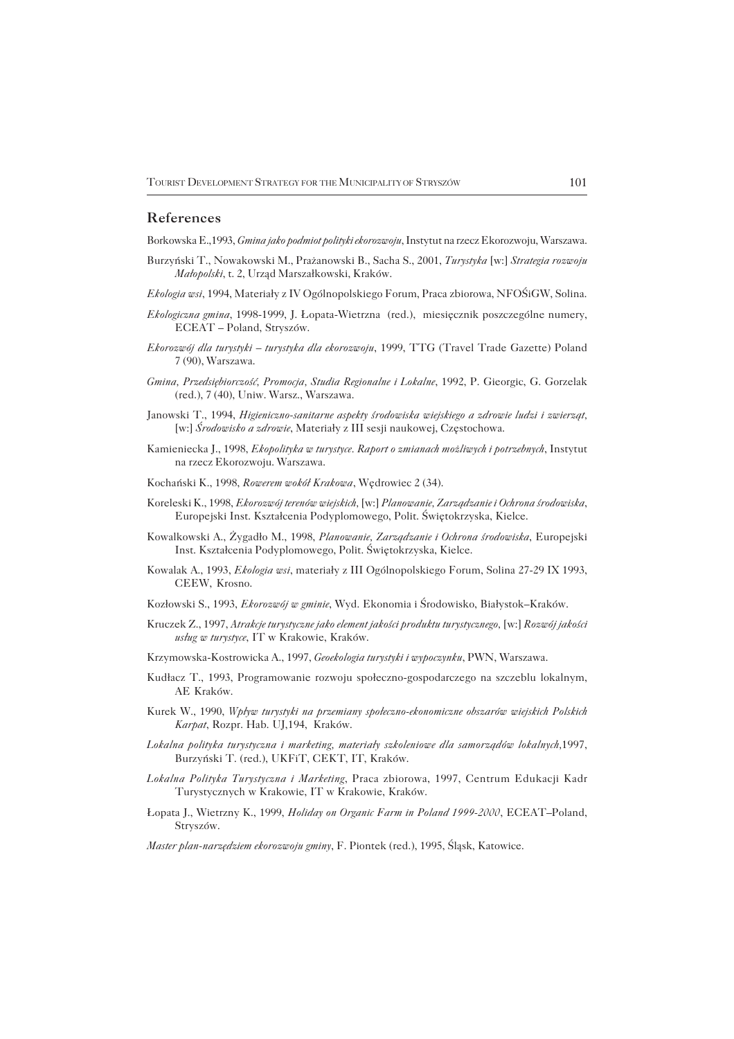## References

Borkowska E.,1993, *Gmina jako podmiot polityki ekorozwoju*, Instytut na rzecz Ekorozwoju, Warszawa.

Burzyński T., Nowakowski M., Prażanowski B., Sacha S., 2001, *Turystyka* [w:] *Strategia rozwoju Małopolski*, t. 2, Urząd Marszałkowski, Kraków.

*Ekologia wsi*, 1994, Materiały z IV Ogólnopolskiego Forum, Praca zbiorowa, NFOŚiGW, Solina.

*Ekologiczna gmina*, 1998-1999, J. Łopata-Wietrzna (red.), miesięcznik poszczególne numery, ECEAT – Poland, Stryszów.

*Ekorozwój dla turystyki – turystyka dla ekorozwoju*, 1999, TTG (Travel Trade Gazette) Poland 7 (90), Warszawa.

*Gmina, Przedsiębiorczość, Promocja, Studia Regionalne i Lokalne*, 1992, P. Gieorgic, G. Gorzelak (red.), 7 (40), Uniw. Warsz., Warszawa.

Janowski T., 1994, *Higieniczno-sanitarne aspekty środowiska wiejskiego a zdrowie ludzi i zwierząt*, [w:] *Środowisko a zdrowie*, Materiały z III sesji naukowej, Częstochowa.

Kamieniecka J., 1998, *Ekopolityka w turystyce. Raport o zmianach możliwych i potrzebnych*, Instytut na rzecz Ekorozwoju. Warszawa.

Kochański K., 1998, *Rowerem wokół Krakowa*, Wędrowiec 2 (34).

Koreleski K., 1998, *Ekorozwój terenów wiejskich*, [w:] *Planowanie, Zarządzanie i Ochrona środowiska*, Europejski Inst. Kształcenia Podyplomowego, Polit. Świętokrzyska, Kielce.

Kowalkowski A., Żygadło M., 1998, *Planowanie, Zarządzanie i Ochrona środowiska*, Europejski Inst. Kształcenia Podyplomowego, Polit. Świętokrzyska, Kielce.

Kowalak A., 1993, *Ekologia wsi*, materiały z III Ogólnopolskiego Forum, Solina 27-29 IX 1993, CEEW, Krosno.

Kozłowski S., 1993, *Ekorozwój w gminie*, Wyd. Ekonomia i Środowisko, Białystok–Kraków.

Kruczek Z., 1997, *Atrakcje turystyczne jako element jakości produktu turystycznego*, [w:] *Rozwój jakości usług w turystyce*, IT w Krakowie, Kraków.

Krzymowska-Kostrowicka A., 1997, *Geoekologia turystyki i wypoczynku*, PWN, Warszawa.

Kudłacz T., 1993, Programowanie rozwoju społeczno-gospodarczego na szczeblu lokalnym, AE Kraków.

Kurek W., 1990, *Wpływ turystyki na przemiany społeczno-ekonomiczne obszarów wiejskich Polskich Karpat*, Rozpr. Hab. UJ,194, Kraków.

*Lokalna polityka turystyczna i marketing, materiały szkoleniowe dla samorządów lokalnych*,1997, Burzyński T. (red.), UKFiT, CEKT, IT, Kraków.

*Lokalna Polityka Turystyczna i Marketing*, Praca zbiorowa, 1997, Centrum Edukacji Kadr Turystycznych w Krakowie, IT w Krakowie, Kraków.

Łopata J., Wietrzny K., 1999, *Holiday on Organic Farm in Poland 1999-2000*, ECEAT–Poland, Stryszów.

*Master plan-narzędziem ekorozwoju gminy*, F. Piontek (red.), 1995, Śląsk, Katowice.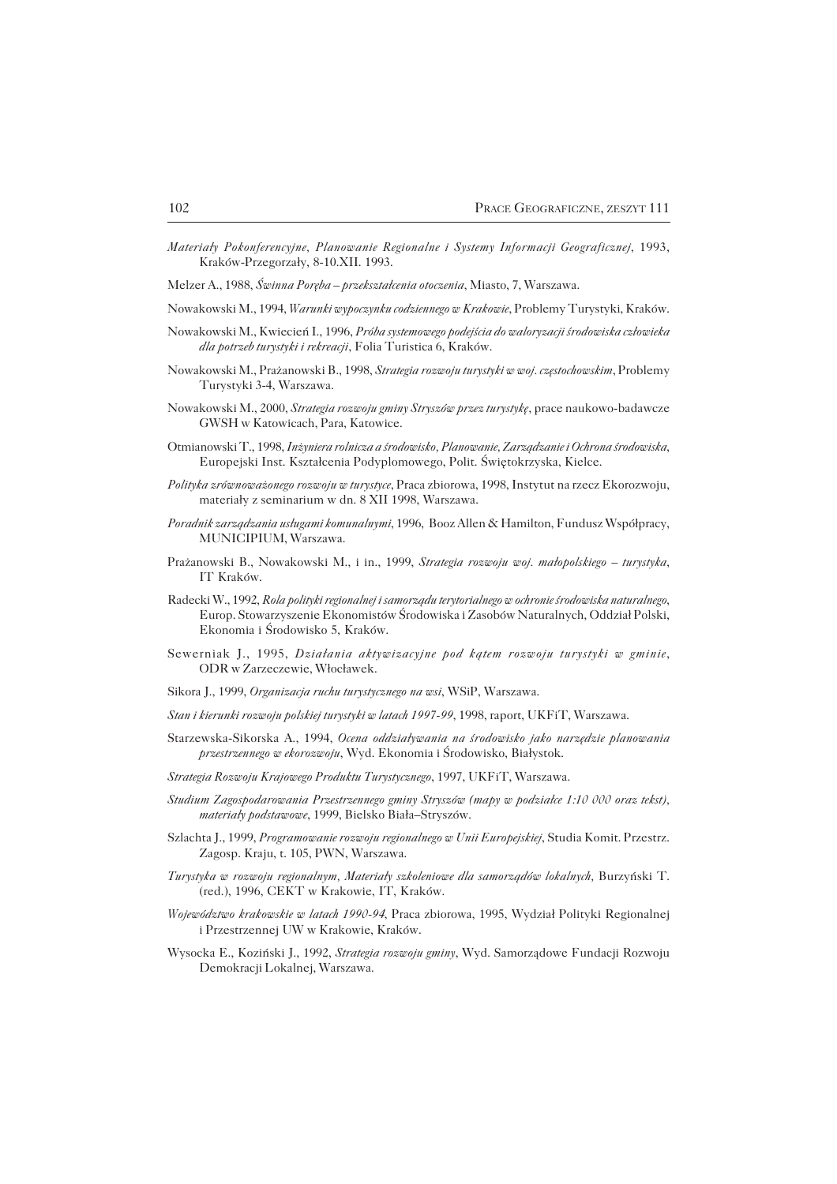*Materiały Pokonferencyjne, Planowanie Regionalne i Systemy Informacji Geograficznej*, 1993, Kraków-Przegorzały, 8-10.XII. 1993.

Melzer A., 1988, *Świnna Poręba – przekształcenia otoczenia*, Miasto, 7, Warszawa.

Nowakowski M., 1994, *Warunki wypoczynku codziennego w Krakowie*, Problemy Turystyki, Kraków.

Nowakowski M., Kwiecień I., 1996, *Próba systemowego podejścia do waloryzacji środowiska człowieka dla potrzeb turystyki i rekreacji*, Folia Turistica 6, Kraków.

Nowakowski M., Prażanowski B., 1998, *Strategia rozwoju turystyki w woj. częstochowskim*, Problemy Turystyki 3-4, Warszawa.

Nowakowski M., 2000, *Strategia rozwoju gminy Stryszów przez turystykę*, prace naukowo-badawcze GWSH w Katowicach, Para, Katowice.

Otmianowski T., 1998, *Inżyniera rolnicza a środowisko, Planowanie, Zarządzanie i Ochrona środowiska*, Europejski Inst. Kształcenia Podyplomowego, Polit. Świętokrzyska, Kielce.

*Polityka zrównoważonego rozwoju w turystyce*, Praca zbiorowa, 1998, Instytut na rzecz Ekorozwoju, materiały z seminarium w dn. 8 XII 1998, Warszawa.

*Poradnik zarządzania usługami komunalnymi*, 1996, Booz Allen & Hamilton, Fundusz Współpracy, MUNICIPIUM, Warszawa.

Prażanowski B., Nowakowski M., i in., 1999, *Strategia rozwoju woj. małopolskiego – turystyka*, IT Kraków.

Radecki W., 1992, *Rola polityki regionalnej i samorządu terytorialnego w ochronie środowiska naturalnego*, Europ. Stowarzyszenie Ekonomistów Środowiska i Zasobów Naturalnych, Oddział Polski, Ekonomia i Środowisko 5, Kraków.

Sewerniak J., 1995, *Działania aktywizacyjne pod kątem rozwoju turystyki w gminie*, ODR w Zarzeczewie, Włocławek.

Sikora J., 1999, *Organizacja ruchu turystycznego na wsi*, WSiP, Warszawa.

*Stan i kierunki rozwoju polskiej turystyki w latach 1997-99*, 1998, raport, UKFiT, Warszawa.

Starzewska-Sikorska A., 1994, *Ocena oddziaływania na środowisko jako narzędzie planowania przestrzennego w ekorozwoju*, Wyd. Ekonomia i Środowisko, Białystok.

*Strategia Rozwoju Krajowego Produktu Turystycznego*, 1997, UKFiT, Warszawa.

*Studium Zagospodarowania Przestrzennego gminy Stryszów (mapy w podziałce 1:10 000 oraz tekst), materiały podstawowe*, 1999, Bielsko Biała–Stryszów.

Szlachta J., 1999, *Programowanie rozwoju regionalnego w Unii Europejskiej*, Studia Komit. Przestrz. Zagosp. Kraju, t. 105, PWN, Warszawa.

*Turystyka w rozwoju regionalnym, Materiały szkoleniowe dla samorządów lokalnych,* Burzyński T. (red.), 1996, CEKT w Krakowie, IT, Kraków.

*Województwo krakowskie w latach 1990-94*, Praca zbiorowa, 1995, Wydział Polityki Regionalnej i Przestrzennej UW w Krakowie, Kraków.

Wysocka E., Koziński J., 1992, *Strategia rozwoju gminy*, Wyd. Samorządowe Fundacji Rozwoju Demokracji Lokalnej, Warszawa.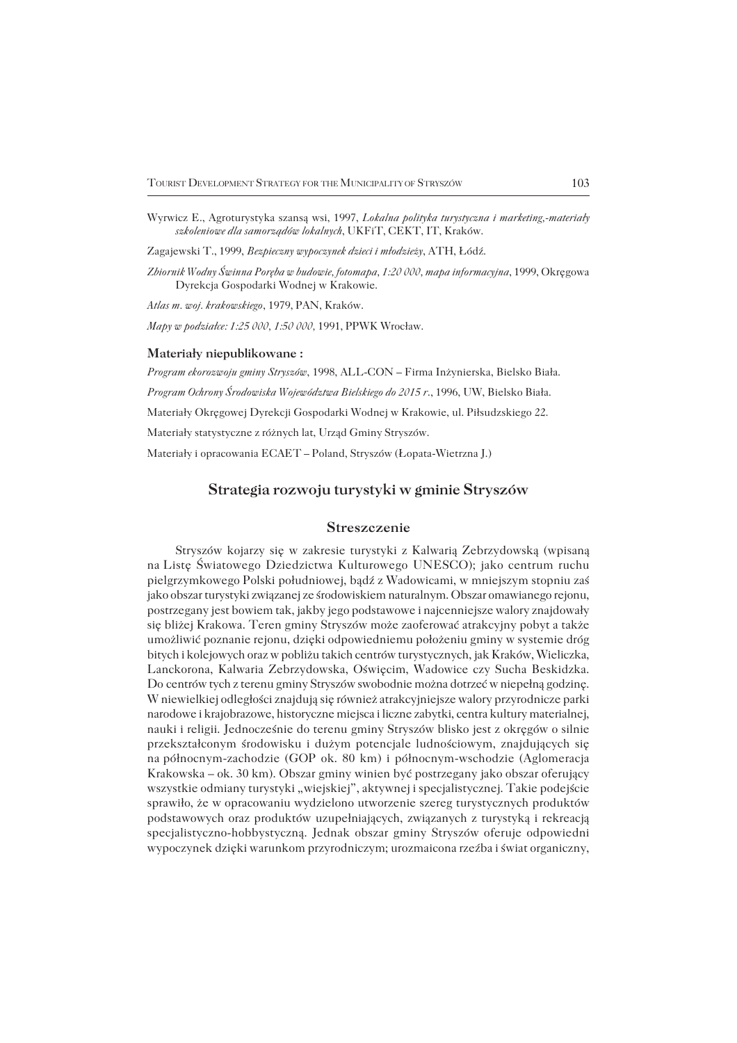Wyrwicz E., Agroturystyka szansą wsi, 1997, *Lokalna polityka turystyczna i marketing,-materiały szkoleniowe dla samorządów lokalnych*, UKFiT, CEKT, IT, Kraków.

Zagajewski T., 1999, *Bezpieczny wypoczynek dzieci i młodzieży*, ATH, Łódź.

*Zbiornik Wodny Świnna Poręba w budowie, fotomapa, 1:20 000, mapa informacyjna*, 1999, Okręgowa Dyrekcja Gospodarki Wodnej w Krakowie.

*Atlas m. woj. krakowskiego*, 1979, PAN, Kraków.

*Mapy w podziałce: 1:25 000, 1:50 000,* 1991, PPWK Wrocław.

### Materiały niepublikowane :

*Program ekorozwoju gminy Stryszów*, 1998, ALL-CON – Firma Inżynierska, Bielsko Biała.

*Program Ochrony Środowiska Województwa Bielskiego do 2015 r.*, 1996, UW, Bielsko Biała.

Materiały Okręgowej Dyrekcji Gospodarki Wodnej w Krakowie, ul. Piłsudzkiego 22.

Materiały statystyczne z różnych lat, Urząd Gminy Stryszów.

Materiały i opracowania ECAET – Poland, Stryszów (Łopata-Wietrzna J.)

## Strategia rozwoju turystyki w gminie Stryszów

### Streszczenie

Stryszów kojarzy się w zakresie turystyki z Kalwarią Zebrzydowską (wpisaną na Listę Światowego Dziedzictwa Kulturowego UNESCO); jako centrum ruchu pielgrzymkowego Polski południowej, bądź z Wadowicami, w mniejszym stopniu zaś jako obszar turystyki związanej ze środowiskiem naturalnym. Obszar omawianego rejonu, postrzegany jest bowiem tak, jakby jego podstawowe i najcenniejsze walory znajdowały się bliżej Krakowa. Teren gminy Stryszów może zaoferować atrakcyjny pobyt a także umożliwić poznanie rejonu, dzięki odpowiedniemu położeniu gminy w systemie dróg bitych i kolejowych oraz w pobliżu takich centrów turystycznych, jak Kraków, Wieliczka, Lanckorona, Kalwaria Zebrzydowska, Oświęcim, Wadowice czy Sucha Beskidzka. Do centrów tych z terenu gminy Stryszów swobodnie można dotrzeć w niepełną godzinę. W niewielkiej odległości znajdują się również atrakcyjniejsze walory przyrodnicze parki narodowe i krajobrazowe, historyczne miejsca i liczne zabytki, centra kultury materialnej, nauki i religii. Jednocześnie do terenu gminy Stryszów blisko jest z okręgów o silnie przekształconym środowisku i dużym potencjale ludnościowym, znajdujących się na północnym-zachodzie (GOP ok. 80 km) i północnym-wschodzie (Aglomeracja Krakowska – ok. 30 km). Obszar gminy winien być postrzegany jako obszar oferujący wszystkie odmiany turystyki „wiejskiej", aktywnej i specjalistycznej. Takie podejście sprawiło, że w opracowaniu wydzielono utworzenie szereg turystycznych produktów podstawowych oraz produktów uzupełniających, związanych z turystyką i rekreacją specjalistyczno-hobbystyczną. Jednak obszar gminy Stryszów oferuje odpowiedni wypoczynek dzięki warunkom przyrodniczym; urozmaicona rzeźba i świat organiczny,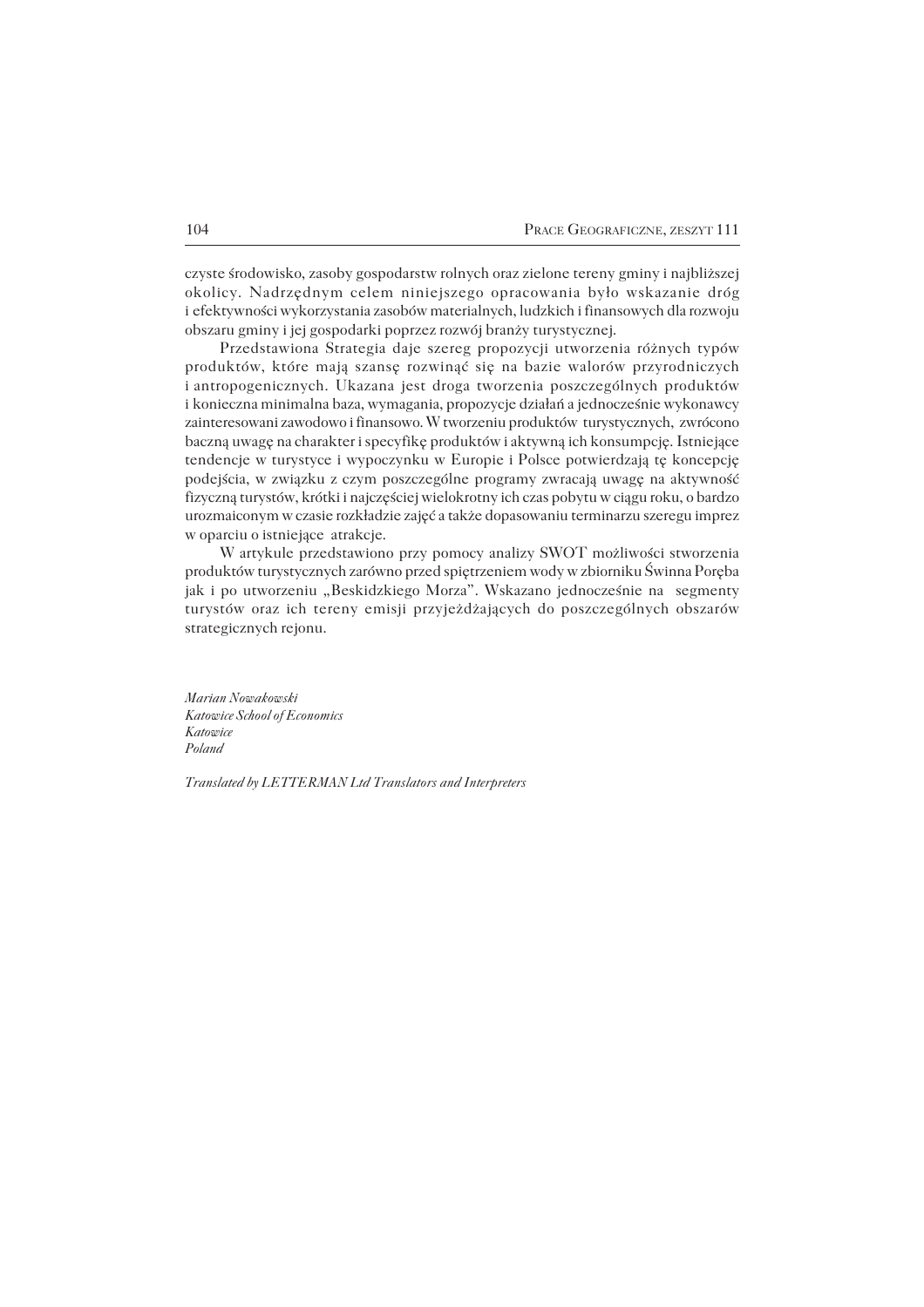czyste środowisko, zasoby gospodarstw rolnych oraz zielone tereny gminy i najbliższej okolicy. Nadrzędnym celem niniejszego opracowania było wskazanie dróg i efektywności wykorzystania zasobów materialnych, ludzkich i finansowych dla rozwoju obszaru gminy i jej gospodarki poprzez rozwój branży turystycznej.

Przedstawiona Strategia daje szereg propozycji utworzenia różnych typów produktów, które mają szansę rozwinąć się na bazie walorów przyrodniczych i antropogenicznych. Ukazana jest droga tworzenia poszczególnych produktów i konieczna minimalna baza, wymagania, propozycje działań a jednocześnie wykonawcy zainteresowani zawodowo i finansowo. W tworzeniu produktów turystycznych, zwrócono baczną uwagę na charakter i specyfikę produktów i aktywną ich konsumpcję. Istniejące tendencje w turystyce i wypoczynku w Europie i Polsce potwierdzają tę koncepcję podejścia, w związku z czym poszczególne programy zwracają uwagę na aktywność fizyczną turystów, krótki i najczęściej wielokrotny ich czas pobytu w ciągu roku, o bardzo urozmaiconym w czasie rozkładzie zajęć a także dopasowaniu terminarzu szeregu imprez w oparciu o istniejące atrakcje.

W artykule przedstawiono przy pomocy analizy SWOT możliwości stworzenia produktów turystycznych zarówno przed spiętrzeniem wody w zbiorniku Świnna Poręba jak i po utworzeniu „Beskidzkiego Morza". Wskazano jednocześnie na segmenty turystów oraz ich tereny emisji przyjeżdżających do poszczególnych obszarów strategicznych rejonu.

*Marian Nowakowski*
*Katowice School of Economics*
*Katowice*
*Poland*

*Translated by LETTERMAN Ltd Translators and Interpreters*